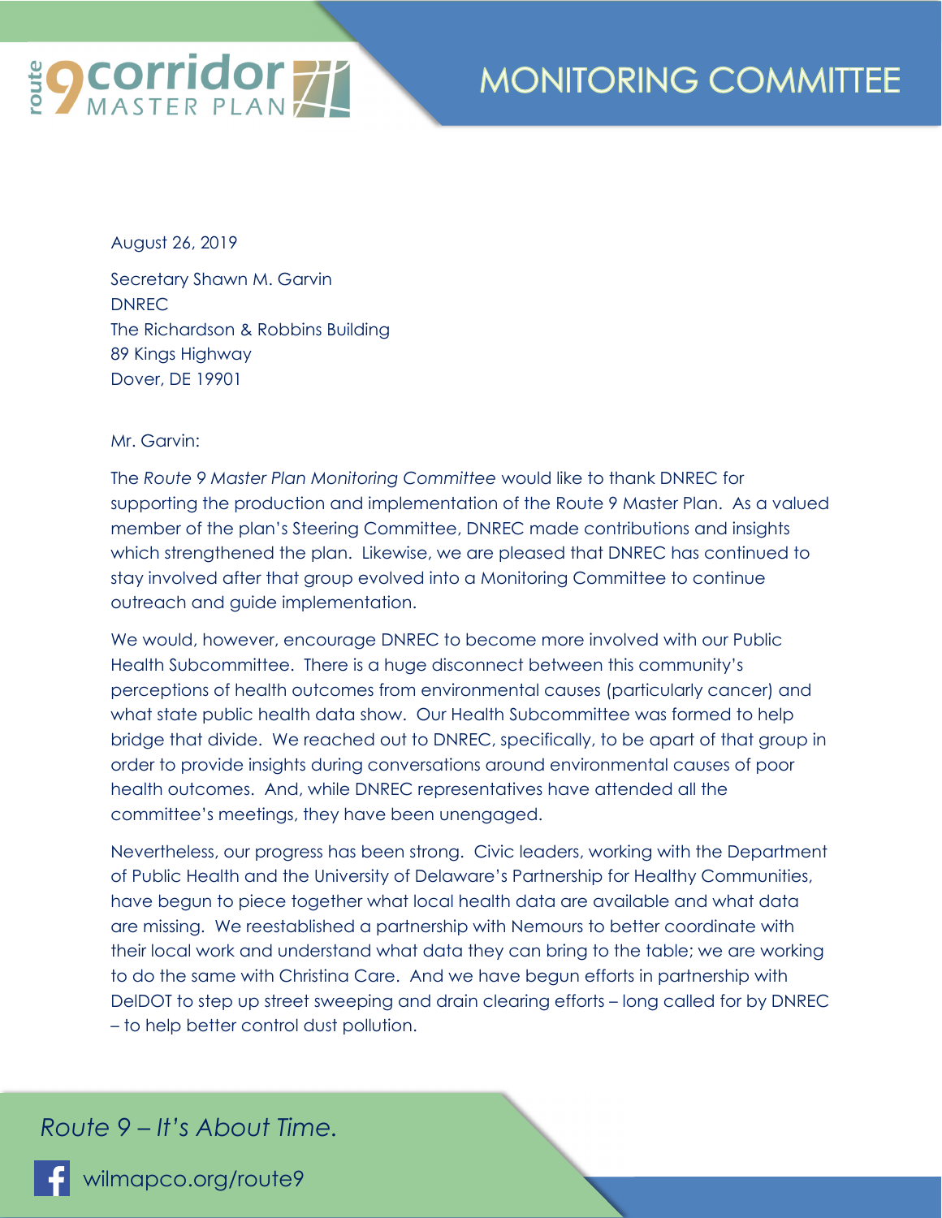# MONITORING COMMITTEE

August 26, 2019

Secretary Shawn M. Garvin
DNREC
The Richardson & Robbins Building
89 Kings Highway
Dover, DE 19901

Mr. Garvin:

The *Route 9 Master Plan Monitoring Committee* would like to thank DNREC for supporting the production and implementation of the Route 9 Master Plan. As a valued member of the plan's Steering Committee, DNREC made contributions and insights which strengthened the plan. Likewise, we are pleased that DNREC has continued to stay involved after that group evolved into a Monitoring Committee to continue outreach and guide implementation.

We would, however, encourage DNREC to become more involved with our Public Health Subcommittee. There is a huge disconnect between this community's perceptions of health outcomes from environmental causes (particularly cancer) and what state public health data show. Our Health Subcommittee was formed to help bridge that divide. We reached out to DNREC, specifically, to be apart of that group in order to provide insights during conversations around environmental causes of poor health outcomes. And, while DNREC representatives have attended all the committee's meetings, they have been unengaged.

Nevertheless, our progress has been strong. Civic leaders, working with the Department of Public Health and the University of Delaware's Partnership for Healthy Communities, have begun to piece together what local health data are available and what data are missing. We reestablished a partnership with Nemours to better coordinate with their local work and understand what data they can bring to the table; we are working to do the same with Christina Care. And we have begun efforts in partnership with DelDOT to step up street sweeping and drain clearing efforts – long called for by DNREC – to help better control dust pollution.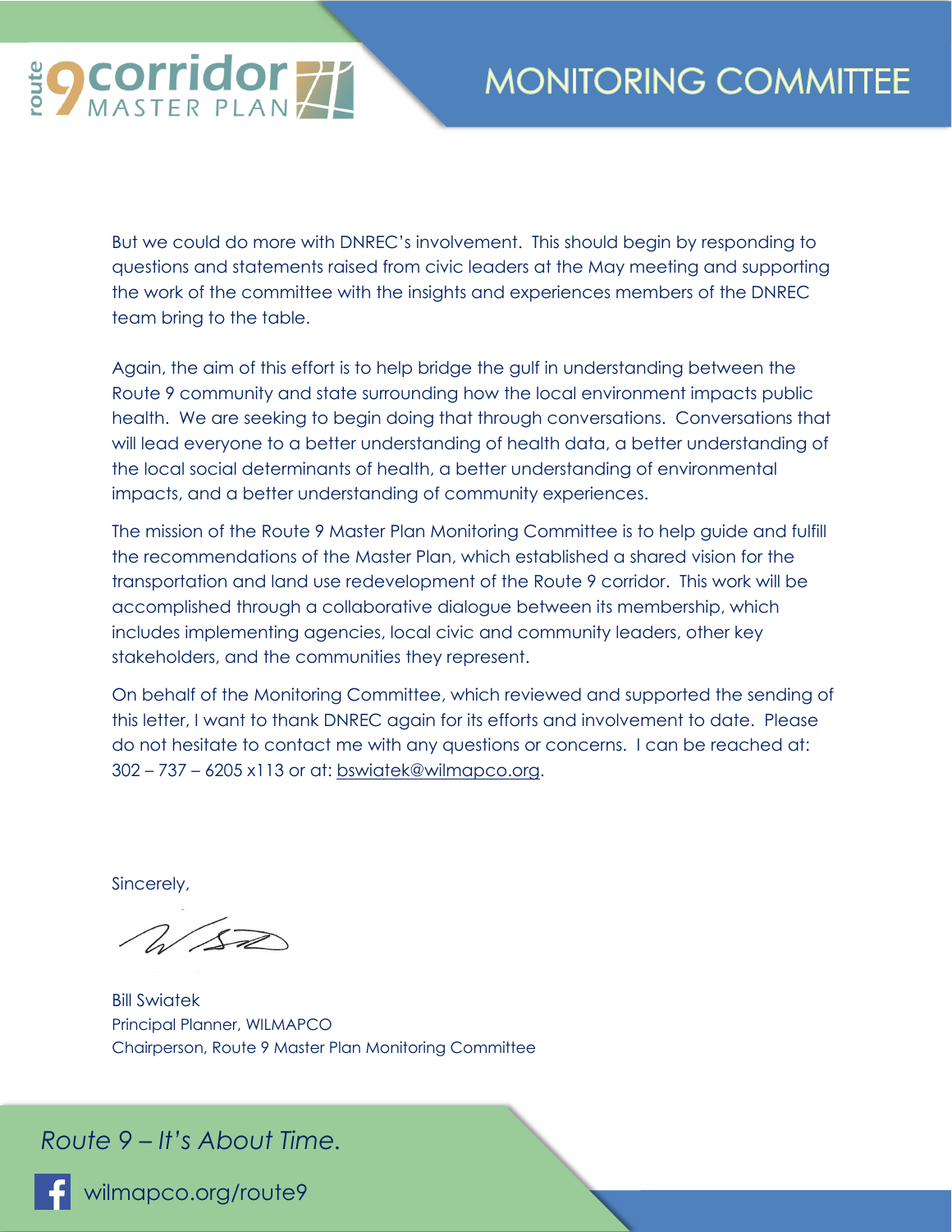But we could do more with DNREC's involvement. This should begin by responding to questions and statements raised from civic leaders at the May meeting and supporting the work of the committee with the insights and experiences members of the DNREC team bring to the table.

Again, the aim of this effort is to help bridge the gulf in understanding between the Route 9 community and state surrounding how the local environment impacts public health. We are seeking to begin doing that through conversations. Conversations that will lead everyone to a better understanding of health data, a better understanding of the local social determinants of health, a better understanding of environmental impacts, and a better understanding of community experiences.

The mission of the Route 9 Master Plan Monitoring Committee is to help guide and fulfill the recommendations of the Master Plan, which established a shared vision for the transportation and land use redevelopment of the Route 9 corridor. This work will be accomplished through a collaborative dialogue between its membership, which includes implementing agencies, local civic and community leaders, other key stakeholders, and the communities they represent.

On behalf of the Monitoring Committee, which reviewed and supported the sending of this letter, I want to thank DNREC again for its efforts and involvement to date. Please do not hesitate to contact me with any questions or concerns. I can be reached at: 302 – 737 – 6205 x113 or at: bswiatek@wilmapco.org.

Sincerely,

Bill Swiatek
Principal Planner, WILMAPCO
Chairperson, Route 9 Master Plan Monitoring Committee